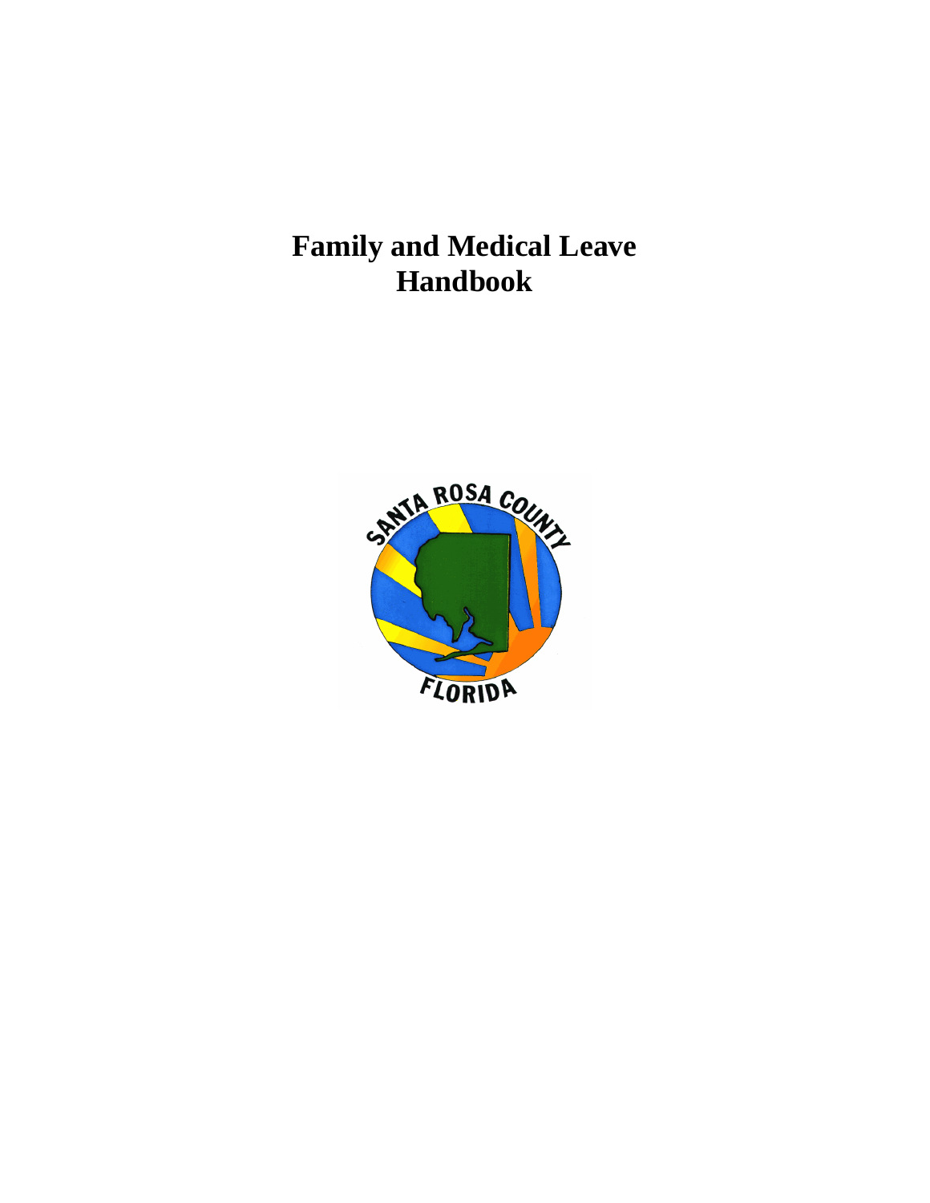# Family and Medical Leave Handbook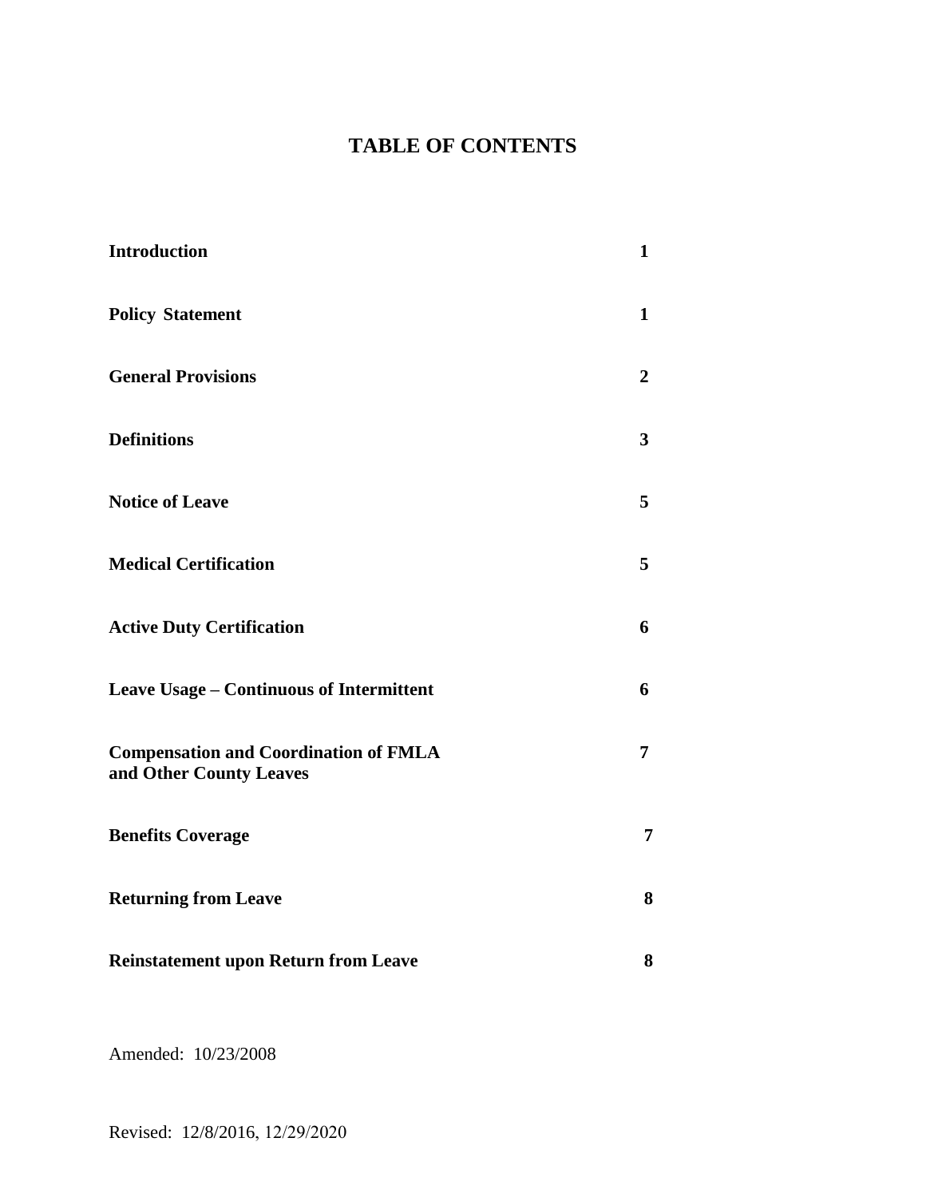# TABLE OF CONTENTS

| | |
|---|---|
| **Introduction** | **1** |
| **Policy Statement** | **1** |
| **General Provisions** | **2** |
| **Definitions** | **3** |
| **Notice of Leave** | **5** |
| **Medical Certification** | **5** |
| **Active Duty Certification** | **6** |
| **Leave Usage – Continuous of Intermittent** | **6** |
| **Compensation and Coordination of FMLA and Other County Leaves** | **7** |
| **Benefits Coverage** | **7** |
| **Returning from Leave** | **8** |
| **Reinstatement upon Return from Leave** | **8** |

Amended: 10/23/2008

Revised: 12/8/2016, 12/29/2020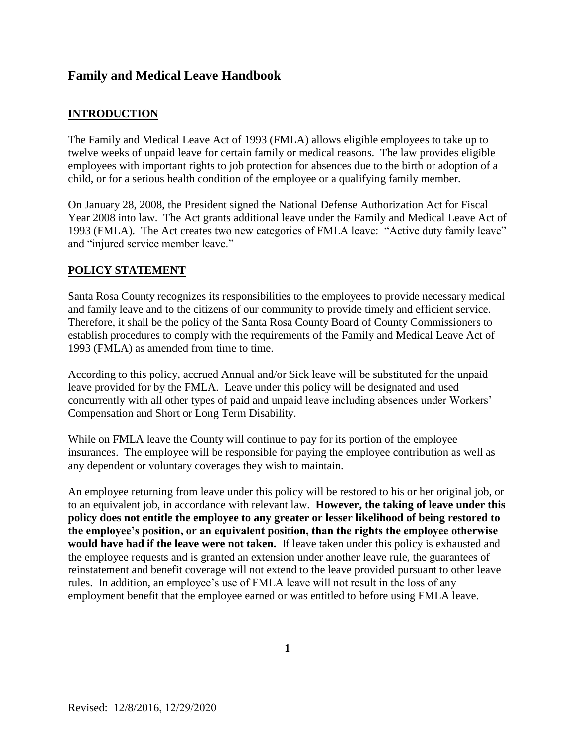# Family and Medical Leave Handbook

## INTRODUCTION

The Family and Medical Leave Act of 1993 (FMLA) allows eligible employees to take up to twelve weeks of unpaid leave for certain family or medical reasons. The law provides eligible employees with important rights to job protection for absences due to the birth or adoption of a child, or for a serious health condition of the employee or a qualifying family member.

On January 28, 2008, the President signed the National Defense Authorization Act for Fiscal Year 2008 into law. The Act grants additional leave under the Family and Medical Leave Act of 1993 (FMLA). The Act creates two new categories of FMLA leave: "Active duty family leave" and "injured service member leave."

## POLICY STATEMENT

Santa Rosa County recognizes its responsibilities to the employees to provide necessary medical and family leave and to the citizens of our community to provide timely and efficient service. Therefore, it shall be the policy of the Santa Rosa County Board of County Commissioners to establish procedures to comply with the requirements of the Family and Medical Leave Act of 1993 (FMLA) as amended from time to time.

According to this policy, accrued Annual and/or Sick leave will be substituted for the unpaid leave provided for by the FMLA. Leave under this policy will be designated and used concurrently with all other types of paid and unpaid leave including absences under Workers' Compensation and Short or Long Term Disability.

While on FMLA leave the County will continue to pay for its portion of the employee insurances. The employee will be responsible for paying the employee contribution as well as any dependent or voluntary coverages they wish to maintain.

An employee returning from leave under this policy will be restored to his or her original job, or to an equivalent job, in accordance with relevant law. **However, the taking of leave under this policy does not entitle the employee to any greater or lesser likelihood of being restored to the employee's position, or an equivalent position, than the rights the employee otherwise would have had if the leave were not taken.** If leave taken under this policy is exhausted and the employee requests and is granted an extension under another leave rule, the guarantees of reinstatement and benefit coverage will not extend to the leave provided pursuant to other leave rules. In addition, an employee's use of FMLA leave will not result in the loss of any employment benefit that the employee earned or was entitled to before using FMLA leave.

Revised: 12/8/2016, 12/29/2020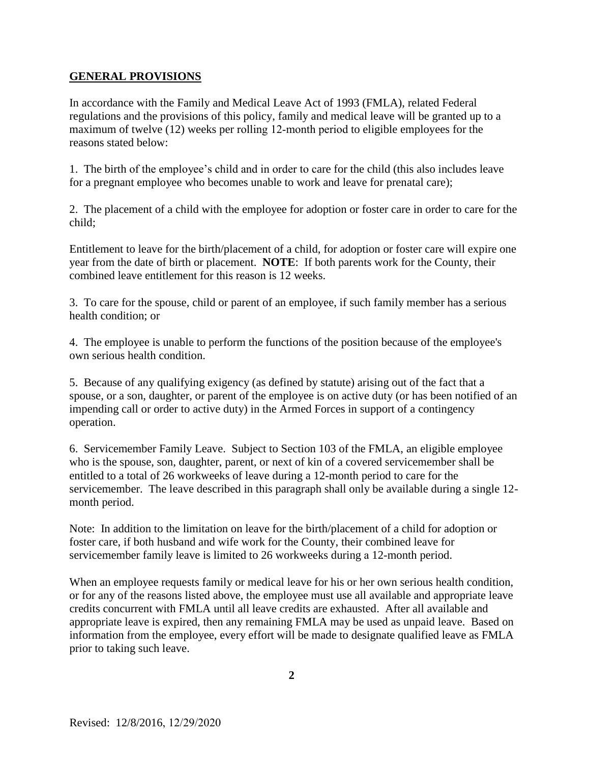## GENERAL PROVISIONS

In accordance with the Family and Medical Leave Act of 1993 (FMLA), related Federal regulations and the provisions of this policy, family and medical leave will be granted up to a maximum of twelve (12) weeks per rolling 12-month period to eligible employees for the reasons stated below:

1. The birth of the employee's child and in order to care for the child (this also includes leave for a pregnant employee who becomes unable to work and leave for prenatal care);

2. The placement of a child with the employee for adoption or foster care in order to care for the child;

Entitlement to leave for the birth/placement of a child, for adoption or foster care will expire one year from the date of birth or placement. **NOTE**: If both parents work for the County, their combined leave entitlement for this reason is 12 weeks.

3. To care for the spouse, child or parent of an employee, if such family member has a serious health condition; or

4. The employee is unable to perform the functions of the position because of the employee's own serious health condition.

5. Because of any qualifying exigency (as defined by statute) arising out of the fact that a spouse, or a son, daughter, or parent of the employee is on active duty (or has been notified of an impending call or order to active duty) in the Armed Forces in support of a contingency operation.

6. Servicemember Family Leave. Subject to Section 103 of the FMLA, an eligible employee who is the spouse, son, daughter, parent, or next of kin of a covered servicemember shall be entitled to a total of 26 workweeks of leave during a 12-month period to care for the servicemember. The leave described in this paragraph shall only be available during a single 12-month period.

Note: In addition to the limitation on leave for the birth/placement of a child for adoption or foster care, if both husband and wife work for the County, their combined leave for servicemember family leave is limited to 26 workweeks during a 12-month period.

When an employee requests family or medical leave for his or her own serious health condition, or for any of the reasons listed above, the employee must use all available and appropriate leave credits concurrent with FMLA until all leave credits are exhausted. After all available and appropriate leave is expired, then any remaining FMLA may be used as unpaid leave. Based on information from the employee, every effort will be made to designate qualified leave as FMLA prior to taking such leave.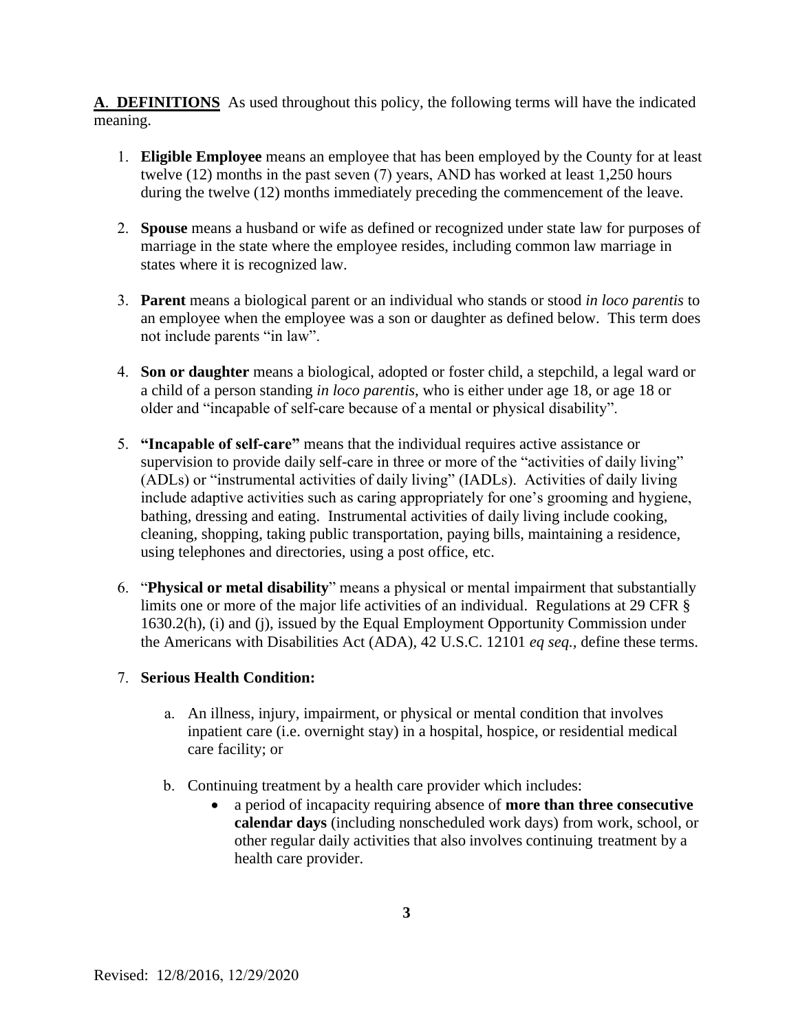**A**. **DEFINITIONS** As used throughout this policy, the following terms will have the indicated meaning.

1. **Eligible Employee** means an employee that has been employed by the County for at least twelve (12) months in the past seven (7) years, AND has worked at least 1,250 hours during the twelve (12) months immediately preceding the commencement of the leave.

2. **Spouse** means a husband or wife as defined or recognized under state law for purposes of marriage in the state where the employee resides, including common law marriage in states where it is recognized law.

3. **Parent** means a biological parent or an individual who stands or stood *in loco parentis* to an employee when the employee was a son or daughter as defined below. This term does not include parents "in law".

4. **Son or daughter** means a biological, adopted or foster child, a stepchild, a legal ward or a child of a person standing *in loco parentis*, who is either under age 18, or age 18 or older and "incapable of self-care because of a mental or physical disability".

5. **"Incapable of self-care"** means that the individual requires active assistance or supervision to provide daily self-care in three or more of the "activities of daily living" (ADLs) or "instrumental activities of daily living" (IADLs). Activities of daily living include adaptive activities such as caring appropriately for one's grooming and hygiene, bathing, dressing and eating. Instrumental activities of daily living include cooking, cleaning, shopping, taking public transportation, paying bills, maintaining a residence, using telephones and directories, using a post office, etc.

6. "**Physical or metal disability**" means a physical or mental impairment that substantially limits one or more of the major life activities of an individual. Regulations at 29 CFR § 1630.2(h), (i) and (j), issued by the Equal Employment Opportunity Commission under the Americans with Disabilities Act (ADA), 42 U.S.C. 12101 *eq seq.*, define these terms.

7. **Serious Health Condition:**

   a. An illness, injury, impairment, or physical or mental condition that involves inpatient care (i.e. overnight stay) in a hospital, hospice, or residential medical care facility; or

   b. Continuing treatment by a health care provider which includes:
      - a period of incapacity requiring absence of **more than three consecutive calendar days** (including nonscheduled work days) from work, school, or other regular daily activities that also involves continuing treatment by a health care provider.

Revised: 12/8/2016, 12/29/2020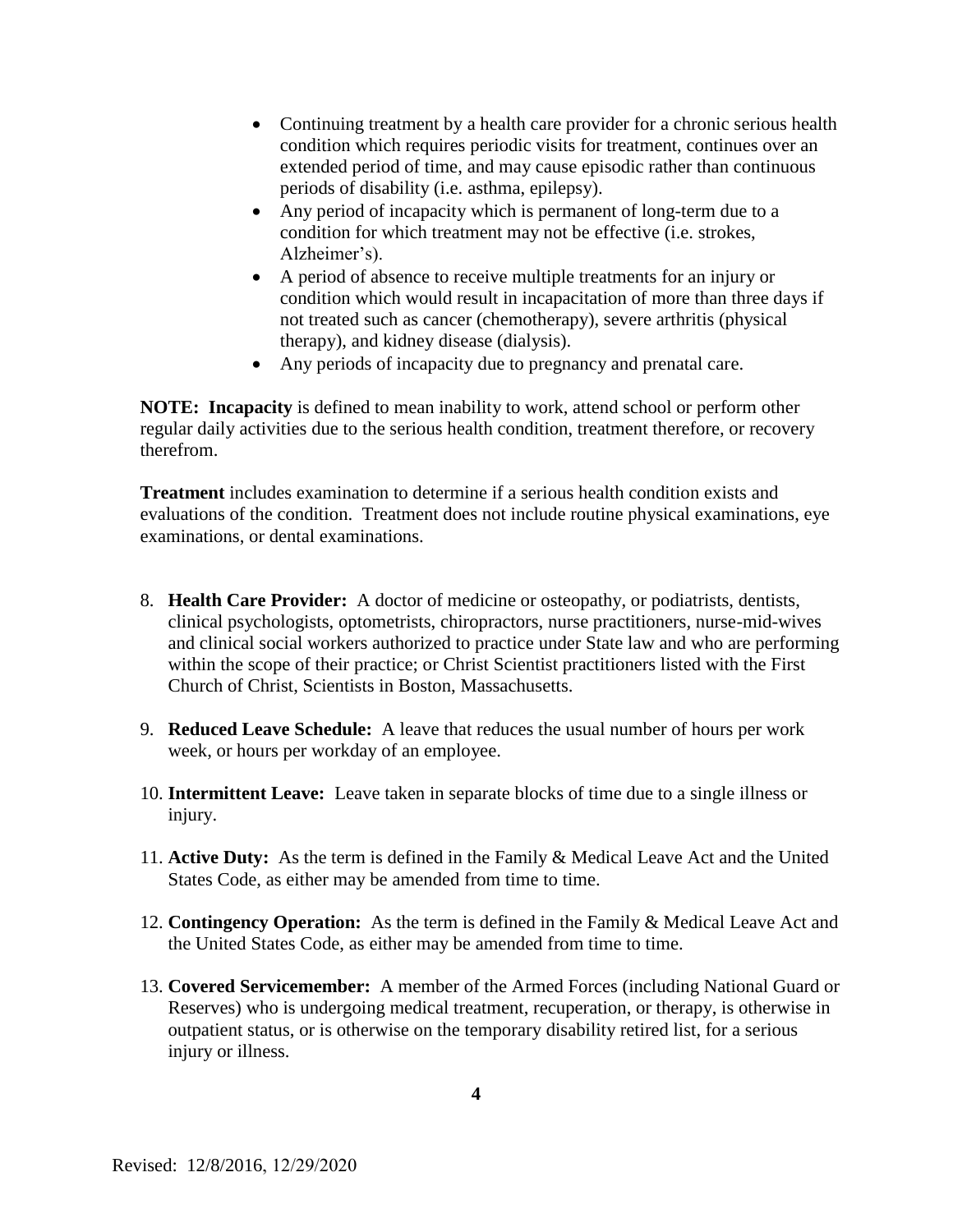- Continuing treatment by a health care provider for a chronic serious health condition which requires periodic visits for treatment, continues over an extended period of time, and may cause episodic rather than continuous periods of disability (i.e. asthma, epilepsy).
- Any period of incapacity which is permanent of long-term due to a condition for which treatment may not be effective (i.e. strokes, Alzheimer's).
- A period of absence to receive multiple treatments for an injury or condition which would result in incapacitation of more than three days if not treated such as cancer (chemotherapy), severe arthritis (physical therapy), and kidney disease (dialysis).
- Any periods of incapacity due to pregnancy and prenatal care.

**NOTE: Incapacity** is defined to mean inability to work, attend school or perform other regular daily activities due to the serious health condition, treatment therefore, or recovery therefrom.

**Treatment** includes examination to determine if a serious health condition exists and evaluations of the condition. Treatment does not include routine physical examinations, eye examinations, or dental examinations.

8. **Health Care Provider:** A doctor of medicine or osteopathy, or podiatrists, dentists, clinical psychologists, optometrists, chiropractors, nurse practitioners, nurse-mid-wives and clinical social workers authorized to practice under State law and who are performing within the scope of their practice; or Christ Scientist practitioners listed with the First Church of Christ, Scientists in Boston, Massachusetts.

9. **Reduced Leave Schedule:** A leave that reduces the usual number of hours per work week, or hours per workday of an employee.

10. **Intermittent Leave:** Leave taken in separate blocks of time due to a single illness or injury.

11. **Active Duty:** As the term is defined in the Family & Medical Leave Act and the United States Code, as either may be amended from time to time.

12. **Contingency Operation:** As the term is defined in the Family & Medical Leave Act and the United States Code, as either may be amended from time to time.

13. **Covered Servicemember:** A member of the Armed Forces (including National Guard or Reserves) who is undergoing medical treatment, recuperation, or therapy, is otherwise in outpatient status, or is otherwise on the temporary disability retired list, for a serious injury or illness.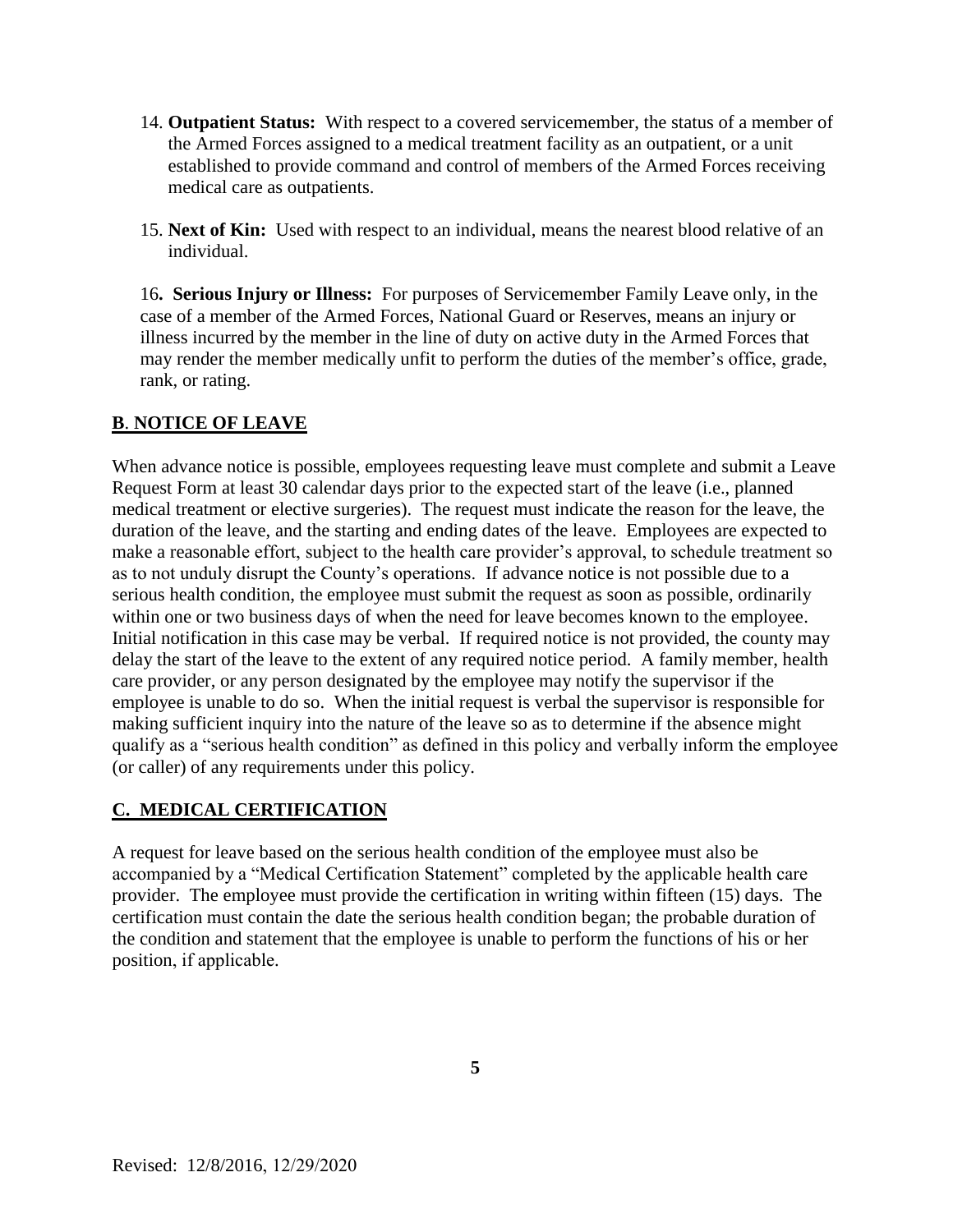14. **Outpatient Status:** With respect to a covered servicemember, the status of a member of the Armed Forces assigned to a medical treatment facility as an outpatient, or a unit established to provide command and control of members of the Armed Forces receiving medical care as outpatients.

15. **Next of Kin:** Used with respect to an individual, means the nearest blood relative of an individual.

16**. Serious Injury or Illness:** For purposes of Servicemember Family Leave only, in the case of a member of the Armed Forces, National Guard or Reserves, means an injury or illness incurred by the member in the line of duty on active duty in the Armed Forces that may render the member medically unfit to perform the duties of the member's office, grade, rank, or rating.

## **B. NOTICE OF LEAVE**

When advance notice is possible, employees requesting leave must complete and submit a Leave Request Form at least 30 calendar days prior to the expected start of the leave (i.e., planned medical treatment or elective surgeries). The request must indicate the reason for the leave, the duration of the leave, and the starting and ending dates of the leave. Employees are expected to make a reasonable effort, subject to the health care provider's approval, to schedule treatment so as to not unduly disrupt the County's operations. If advance notice is not possible due to a serious health condition, the employee must submit the request as soon as possible, ordinarily within one or two business days of when the need for leave becomes known to the employee. Initial notification in this case may be verbal. If required notice is not provided, the county may delay the start of the leave to the extent of any required notice period. A family member, health care provider, or any person designated by the employee may notify the supervisor if the employee is unable to do so. When the initial request is verbal the supervisor is responsible for making sufficient inquiry into the nature of the leave so as to determine if the absence might qualify as a "serious health condition" as defined in this policy and verbally inform the employee (or caller) of any requirements under this policy.

## **C. MEDICAL CERTIFICATION**

A request for leave based on the serious health condition of the employee must also be accompanied by a "Medical Certification Statement" completed by the applicable health care provider. The employee must provide the certification in writing within fifteen (15) days. The certification must contain the date the serious health condition began; the probable duration of the condition and statement that the employee is unable to perform the functions of his or her position, if applicable.

Revised: 12/8/2016, 12/29/2020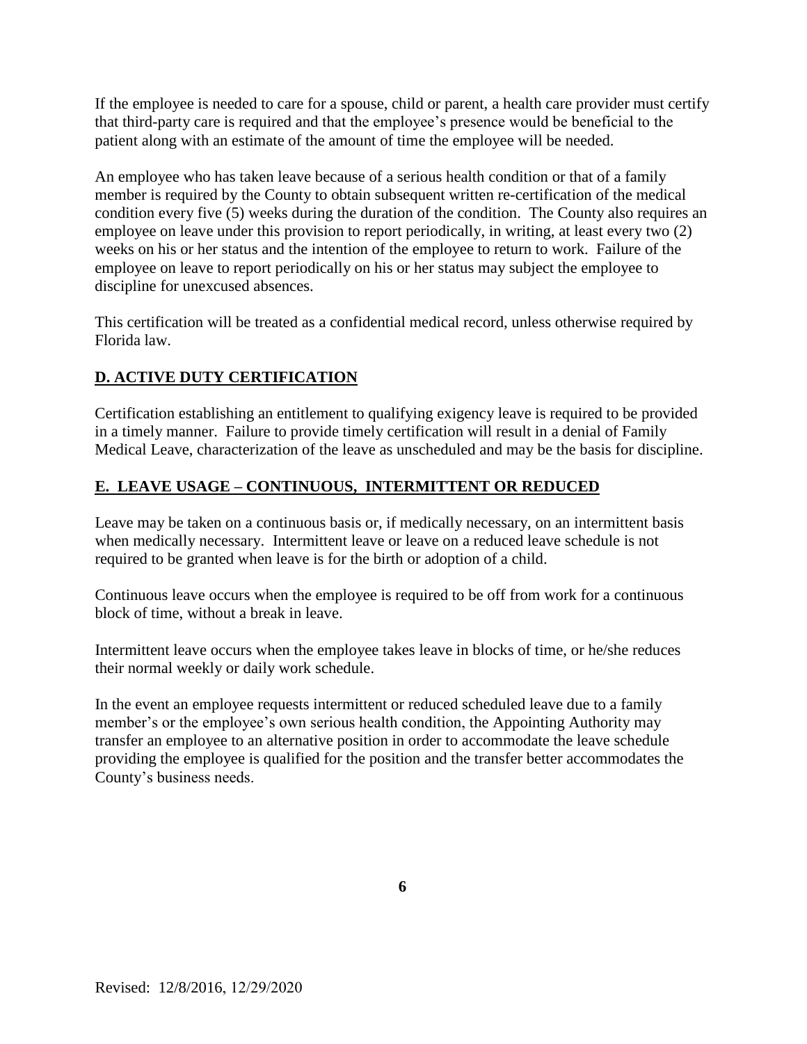If the employee is needed to care for a spouse, child or parent, a health care provider must certify that third-party care is required and that the employee's presence would be beneficial to the patient along with an estimate of the amount of time the employee will be needed.

An employee who has taken leave because of a serious health condition or that of a family member is required by the County to obtain subsequent written re-certification of the medical condition every five (5) weeks during the duration of the condition. The County also requires an employee on leave under this provision to report periodically, in writing, at least every two (2) weeks on his or her status and the intention of the employee to return to work. Failure of the employee on leave to report periodically on his or her status may subject the employee to discipline for unexcused absences.

This certification will be treated as a confidential medical record, unless otherwise required by Florida law.

## D. ACTIVE DUTY CERTIFICATION

Certification establishing an entitlement to qualifying exigency leave is required to be provided in a timely manner. Failure to provide timely certification will result in a denial of Family Medical Leave, characterization of the leave as unscheduled and may be the basis for discipline.

## E. LEAVE USAGE – CONTINUOUS, INTERMITTENT OR REDUCED

Leave may be taken on a continuous basis or, if medically necessary, on an intermittent basis when medically necessary. Intermittent leave or leave on a reduced leave schedule is not required to be granted when leave is for the birth or adoption of a child.

Continuous leave occurs when the employee is required to be off from work for a continuous block of time, without a break in leave.

Intermittent leave occurs when the employee takes leave in blocks of time, or he/she reduces their normal weekly or daily work schedule.

In the event an employee requests intermittent or reduced scheduled leave due to a family member's or the employee's own serious health condition, the Appointing Authority may transfer an employee to an alternative position in order to accommodate the leave schedule providing the employee is qualified for the position and the transfer better accommodates the County's business needs.

Revised: 12/8/2016, 12/29/2020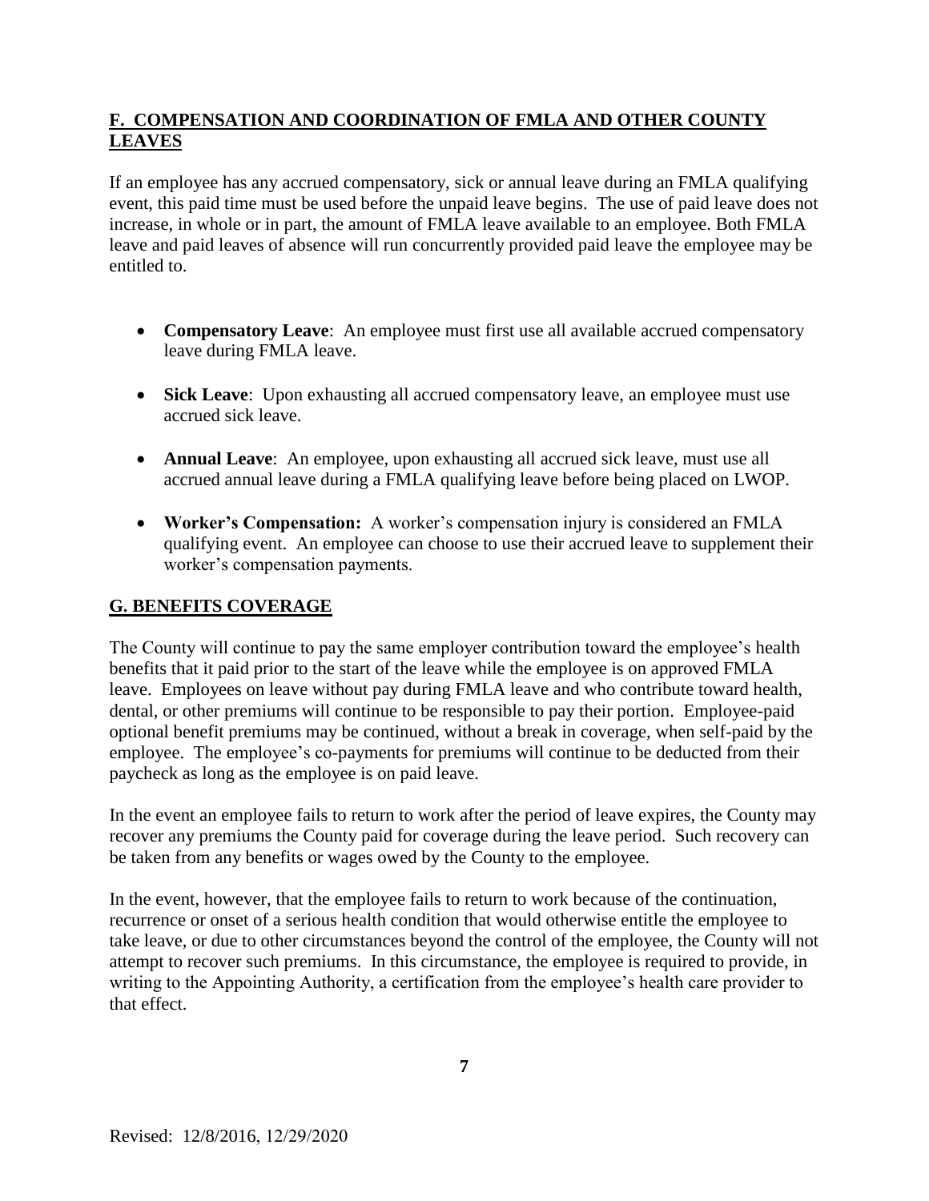## F. COMPENSATION AND COORDINATION OF FMLA AND OTHER COUNTY LEAVES

If an employee has any accrued compensatory, sick or annual leave during an FMLA qualifying event, this paid time must be used before the unpaid leave begins. The use of paid leave does not increase, in whole or in part, the amount of FMLA leave available to an employee. Both FMLA leave and paid leaves of absence will run concurrently provided paid leave the employee may be entitled to.

- **Compensatory Leave**: An employee must first use all available accrued compensatory leave during FMLA leave.
- **Sick Leave**: Upon exhausting all accrued compensatory leave, an employee must use accrued sick leave.
- **Annual Leave**: An employee, upon exhausting all accrued sick leave, must use all accrued annual leave during a FMLA qualifying leave before being placed on LWOP.
- **Worker's Compensation:** A worker's compensation injury is considered an FMLA qualifying event. An employee can choose to use their accrued leave to supplement their worker's compensation payments.

## G. BENEFITS COVERAGE

The County will continue to pay the same employer contribution toward the employee's health benefits that it paid prior to the start of the leave while the employee is on approved FMLA leave. Employees on leave without pay during FMLA leave and who contribute toward health, dental, or other premiums will continue to be responsible to pay their portion. Employee-paid optional benefit premiums may be continued, without a break in coverage, when self-paid by the employee. The employee's co-payments for premiums will continue to be deducted from their paycheck as long as the employee is on paid leave.

In the event an employee fails to return to work after the period of leave expires, the County may recover any premiums the County paid for coverage during the leave period. Such recovery can be taken from any benefits or wages owed by the County to the employee.

In the event, however, that the employee fails to return to work because of the continuation, recurrence or onset of a serious health condition that would otherwise entitle the employee to take leave, or due to other circumstances beyond the control of the employee, the County will not attempt to recover such premiums. In this circumstance, the employee is required to provide, in writing to the Appointing Authority, a certification from the employee's health care provider to that effect.

Revised: 12/8/2016, 12/29/2020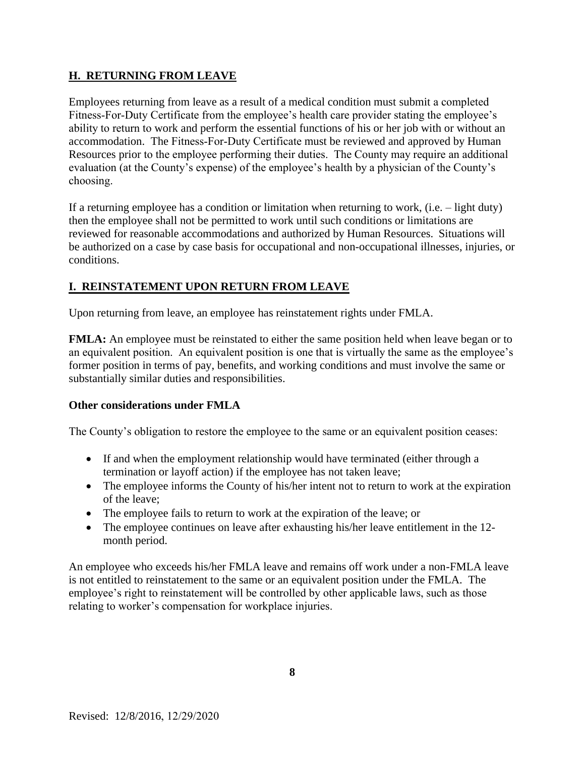## H. RETURNING FROM LEAVE

Employees returning from leave as a result of a medical condition must submit a completed Fitness-For-Duty Certificate from the employee's health care provider stating the employee's ability to return to work and perform the essential functions of his or her job with or without an accommodation. The Fitness-For-Duty Certificate must be reviewed and approved by Human Resources prior to the employee performing their duties. The County may require an additional evaluation (at the County's expense) of the employee's health by a physician of the County's choosing.

If a returning employee has a condition or limitation when returning to work, (i.e. – light duty) then the employee shall not be permitted to work until such conditions or limitations are reviewed for reasonable accommodations and authorized by Human Resources. Situations will be authorized on a case by case basis for occupational and non-occupational illnesses, injuries, or conditions.

## I. REINSTATEMENT UPON RETURN FROM LEAVE

Upon returning from leave, an employee has reinstatement rights under FMLA.

**FMLA:** An employee must be reinstated to either the same position held when leave began or to an equivalent position. An equivalent position is one that is virtually the same as the employee's former position in terms of pay, benefits, and working conditions and must involve the same or substantially similar duties and responsibilities.

**Other considerations under FMLA**

The County's obligation to restore the employee to the same or an equivalent position ceases:

- If and when the employment relationship would have terminated (either through a termination or layoff action) if the employee has not taken leave;
- The employee informs the County of his/her intent not to return to work at the expiration of the leave;
- The employee fails to return to work at the expiration of the leave; or
- The employee continues on leave after exhausting his/her leave entitlement in the 12-month period.

An employee who exceeds his/her FMLA leave and remains off work under a non-FMLA leave is not entitled to reinstatement to the same or an equivalent position under the FMLA. The employee's right to reinstatement will be controlled by other applicable laws, such as those relating to worker's compensation for workplace injuries.

Revised: 12/8/2016, 12/29/2020